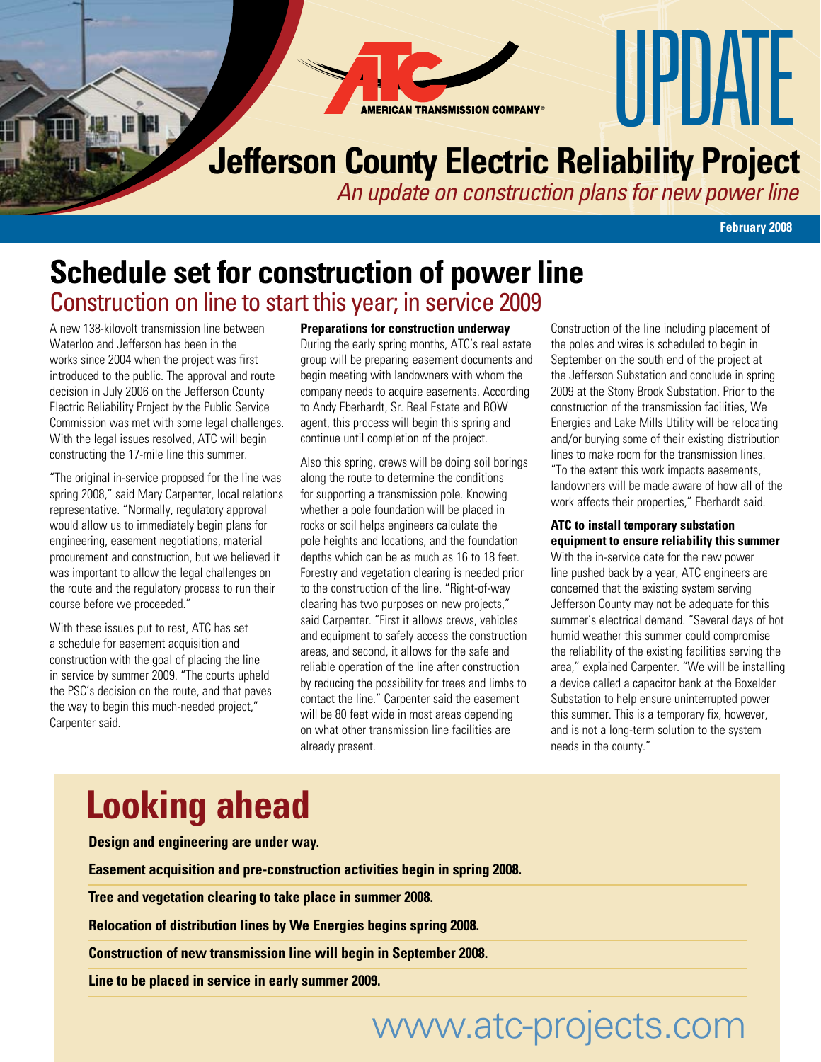AMERICAN TRANSMISSION COMPANY®

# UPDATE

## Jefferson County Electric Reliability Project

*An update on construction plans for new power line*

**February 2008**

# Schedule set for construction of power line

## Construction on line to start this year; in service 2009

A new 138-kilovolt transmission line between Waterloo and Jefferson has been in the works since 2004 when the project was first introduced to the public. The approval and route decision in July 2006 on the Jefferson County Electric Reliability Project by the Public Service Commission was met with some legal challenges. With the legal issues resolved, ATC will begin constructing the 17-mile line this summer.

"The original in-service proposed for the line was spring 2008," said Mary Carpenter, local relations representative. "Normally, regulatory approval would allow us to immediately begin plans for engineering, easement negotiations, material procurement and construction, but we believed it was important to allow the legal challenges on the route and the regulatory process to run their course before we proceeded."

With these issues put to rest, ATC has set a schedule for easement acquisition and construction with the goal of placing the line in service by summer 2009. "The courts upheld the PSC's decision on the route, and that paves the way to begin this much-needed project," Carpenter said.

**Preparations for construction underway**

During the early spring months, ATC's real estate group will be preparing easement documents and begin meeting with landowners with whom the company needs to acquire easements. According to Andy Eberhardt, Sr. Real Estate and ROW agent, this process will begin this spring and continue until completion of the project.

Also this spring, crews will be doing soil borings along the route to determine the conditions for supporting a transmission pole. Knowing whether a pole foundation will be placed in rocks or soil helps engineers calculate the pole heights and locations, and the foundation depths which can be as much as 16 to 18 feet. Forestry and vegetation clearing is needed prior to the construction of the line. "Right-of-way clearing has two purposes on new projects," said Carpenter. "First it allows crews, vehicles and equipment to safely access the construction areas, and second, it allows for the safe and reliable operation of the line after construction by reducing the possibility for trees and limbs to contact the line." Carpenter said the easement will be 80 feet wide in most areas depending on what other transmission line facilities are already present.

Construction of the line including placement of the poles and wires is scheduled to begin in September on the south end of the project at the Jefferson Substation and conclude in spring 2009 at the Stony Brook Substation. Prior to the construction of the transmission facilities, We Energies and Lake Mills Utility will be relocating and/or burying some of their existing distribution lines to make room for the transmission lines. "To the extent this work impacts easements, landowners will be made aware of how all of the work affects their properties," Eberhardt said.

**ATC to install temporary substation equipment to ensure reliability this summer**

With the in-service date for the new power line pushed back by a year, ATC engineers are concerned that the existing system serving Jefferson County may not be adequate for this summer's electrical demand. "Several days of hot humid weather this summer could compromise the reliability of the existing facilities serving the area," explained Carpenter. "We will be installing a device called a capacitor bank at the Boxelder Substation to help ensure uninterrupted power this summer. This is a temporary fix, however, and is not a long-term solution to the system needs in the county."

# Looking ahead

**Design and engineering are under way.**

**Easement acquisition and pre-construction activities begin in spring 2008.**

**Tree and vegetation clearing to take place in summer 2008.**

**Relocation of distribution lines by We Energies begins spring 2008.**

**Construction of new transmission line will begin in September 2008.**

**Line to be placed in service in early summer 2009.**

www.atc-projects.com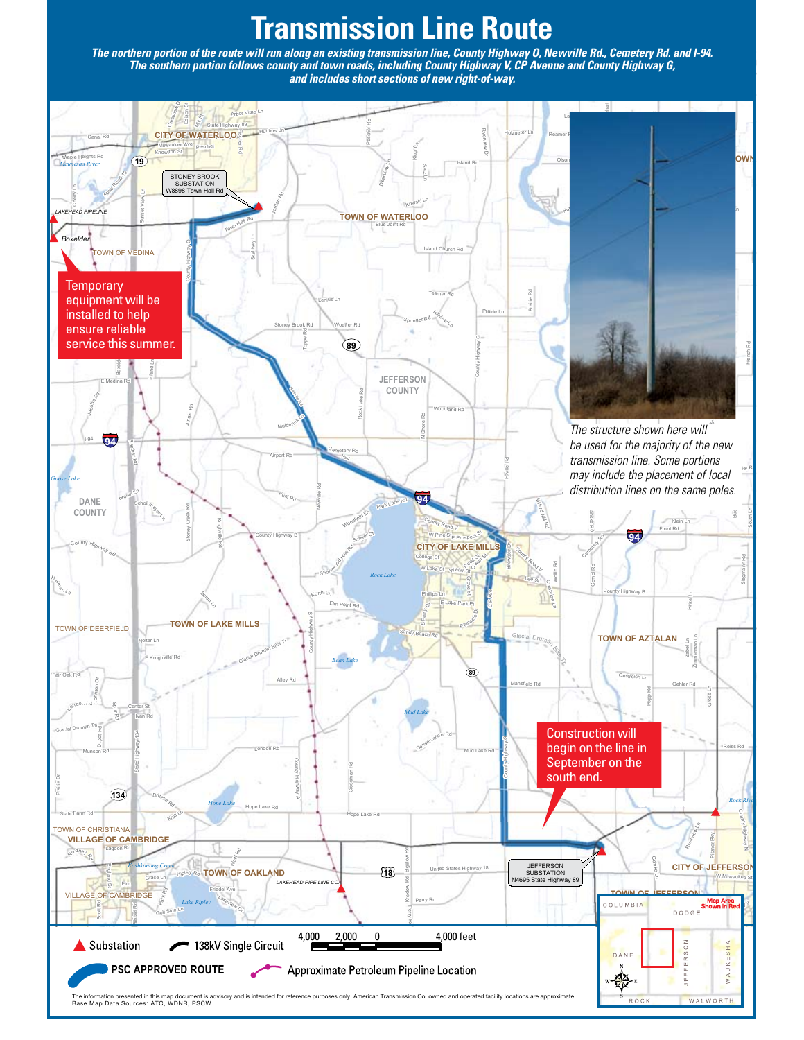# Transmission Line Route

***The northern portion of the route will run along an existing transmission line, County Highway O, Newville Rd., Cemetery Rd. and I-94. The southern portion follows county and town roads, including County Highway V, CP Avenue and County Highway G, and includes short sections of new right-of-way.***

STONEY BROOK SUBSTATION
W8898 Town Hall Rd

Temporary equipment will be installed to help ensure reliable service this summer.

*The structure shown here will be used for the majority of the new transmission line. Some portions may include the placement of local distribution lines on the same poles.*

Construction will begin on the line in September on the south end.

JEFFERSON SUBSTATION
N4695 State Highway 89

CITY OF WATERLOO
TOWN OF WATERLOO
TOWN OF MEDINA
JEFFERSON COUNTY
DANE COUNTY
CITY OF LAKE MILLS
TOWN OF LAKE MILLS
TOWN OF DEERFIELD
TOWN OF AZTALAN
TOWN OF CHRISTIANA
VILLAGE OF CAMBRIDGE
TOWN OF OAKLAND
CITY OF JEFFERSON
TOWN OF JEFFERSON

Substation
138kV Single Circuit
**PSC APPROVED ROUTE**
Approximate Petroleum Pipeline Location

4,000 2,000 0 4,000 feet

Map Area Shown in Red

COLUMBIA DODGE DANE JEFFERSON WAUKESHA ROCK WALWORTH

The information presented in this map document is advisory and is intended for reference purposes only. American Transmission Co. owned and operated facility locations are approximate.
Base Map Data Sources: ATC, WDNR, PSCW.